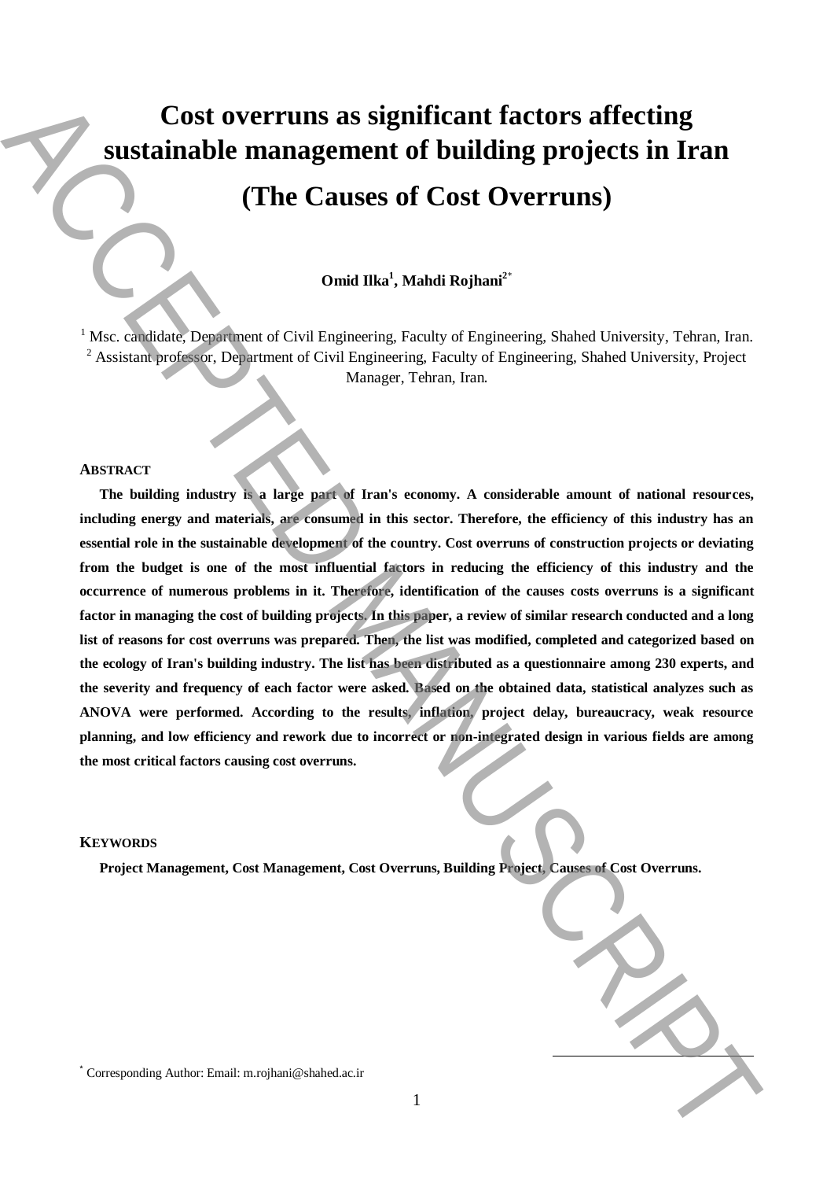# Cost overruns as significant factors affecting sustainable management of building projects in Iran

# (The Causes of Cost Overruns)

**Omid Ilka[1], Mahdi Rojhani[2*]**

[1] Msc. candidate, Department of Civil Engineering, Faculty of Engineering, Shahed University, Tehran, Iran.
[2] Assistant professor, Department of Civil Engineering, Faculty of Engineering, Shahed University, Project Manager, Tehran, Iran.

## ABSTRACT

**The building industry is a large part of Iran's economy. A considerable amount of national resources, including energy and materials, are consumed in this sector. Therefore, the efficiency of this industry has an essential role in the sustainable development of the country. Cost overruns of construction projects or deviating from the budget is one of the most influential factors in reducing the efficiency of this industry and the occurrence of numerous problems in it. Therefore, identification of the causes costs overruns is a significant factor in managing the cost of building projects. In this paper, a review of similar research conducted and a long list of reasons for cost overruns was prepared. Then, the list was modified, completed and categorized based on the ecology of Iran's building industry. The list has been distributed as a questionnaire among 230 experts, and the severity and frequency of each factor were asked. Based on the obtained data, statistical analyzes such as ANOVA were performed. According to the results, inflation, project delay, bureaucracy, weak resource planning, and low efficiency and rework due to incorrect or non-integrated design in various fields are among the most critical factors causing cost overruns.**

## KEYWORDS

**Project Management, Cost Management, Cost Overruns, Building Project, Causes of Cost Overruns.**

[*] Corresponding Author: Email: m.rojhani@shahed.ac.ir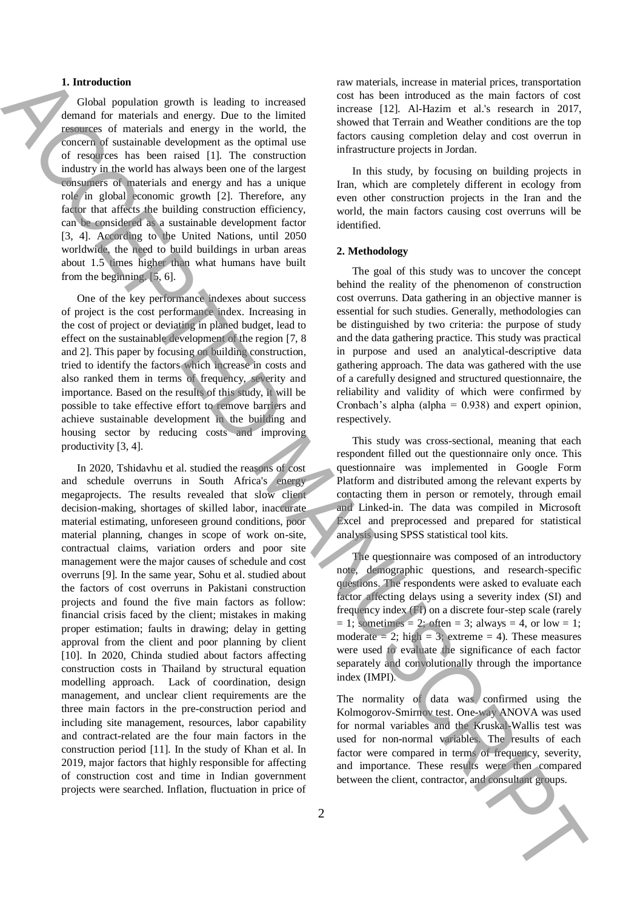## 1. Introduction

Global population growth is leading to increased demand for materials and energy. Due to the limited resources of materials and energy in the world, the concern of sustainable development as the optimal use of resources has been raised [1]. The construction industry in the world has always been one of the largest consumers of materials and energy and has a unique role in global economic growth [2]. Therefore, any factor that affects the building construction efficiency, can be considered as a sustainable development factor [3, 4]. According to the United Nations, until 2050 worldwide, the need to build buildings in urban areas about 1.5 times higher than what humans have built from the beginning. [5, 6].

One of the key performance indexes about success of project is the cost performance index. Increasing in the cost of project or deviating in planed budget, lead to effect on the sustainable development of the region [7, 8 and 2]. This paper by focusing on building construction, tried to identify the factors which increase in costs and also ranked them in terms of frequency, severity and importance. Based on the results of this study, it will be possible to take effective effort to remove barriers and achieve sustainable development in the building and housing sector by reducing costs and improving productivity [3, 4].

In 2020, Tshidavhu et al. studied the reasons of cost and schedule overruns in South Africa's energy megaprojects. The results revealed that slow client decision-making, shortages of skilled labor, inaccurate material estimating, unforeseen ground conditions, poor material planning, changes in scope of work on-site, contractual claims, variation orders and poor site management were the major causes of schedule and cost overruns [9]. In the same year, Sohu et al. studied about the factors of cost overruns in Pakistani construction projects and found the five main factors as follow: financial crisis faced by the client; mistakes in making proper estimation; faults in drawing; delay in getting approval from the client and poor planning by client [10]. In 2020, Chinda studied about factors affecting construction costs in Thailand by structural equation modelling approach. Lack of coordination, design management, and unclear client requirements are the three main factors in the pre-construction period and including site management, resources, labor capability and contract-related are the four main factors in the construction period [11]. In the study of Khan et al. In 2019, major factors that highly responsible for affecting of construction cost and time in Indian government projects were searched. Inflation, fluctuation in price of raw materials, increase in material prices, transportation cost has been introduced as the main factors of cost increase [12]. Al-Hazim et al.'s research in 2017, showed that Terrain and Weather conditions are the top factors causing completion delay and cost overrun in infrastructure projects in Jordan.

In this study, by focusing on building projects in Iran, which are completely different in ecology from even other construction projects in the Iran and the world, the main factors causing cost overruns will be identified.

## 2. Methodology

The goal of this study was to uncover the concept behind the reality of the phenomenon of construction cost overruns. Data gathering in an objective manner is essential for such studies. Generally, methodologies can be distinguished by two criteria: the purpose of study and the data gathering practice. This study was practical in purpose and used an analytical-descriptive data gathering approach. The data was gathered with the use of a carefully designed and structured questionnaire, the reliability and validity of which were confirmed by Cronbach's alpha (alpha = 0.938) and expert opinion, respectively.

This study was cross-sectional, meaning that each respondent filled out the questionnaire only once. This questionnaire was implemented in Google Form Platform and distributed among the relevant experts by contacting them in person or remotely, through email and Linked-in. The data was compiled in Microsoft Excel and preprocessed and prepared for statistical analysis using SPSS statistical tool kits.

The questionnaire was composed of an introductory note, demographic questions, and research-specific questions. The respondents were asked to evaluate each factor affecting delays using a severity index (SI) and frequency index (FI) on a discrete four-step scale (rarely = 1; sometimes = 2; often = 3; always = 4, or low = 1; moderate = 2; high = 3; extreme = 4). These measures were used to evaluate the significance of each factor separately and convolutionally through the importance index (IMPI).

The normality of data was confirmed using the Kolmogorov-Smirnov test. One-way ANOVA was used for normal variables and the Kruskal-Wallis test was used for non-normal variables. The results of each factor were compared in terms of frequency, severity, and importance. These results were then compared between the client, contractor, and consultant groups.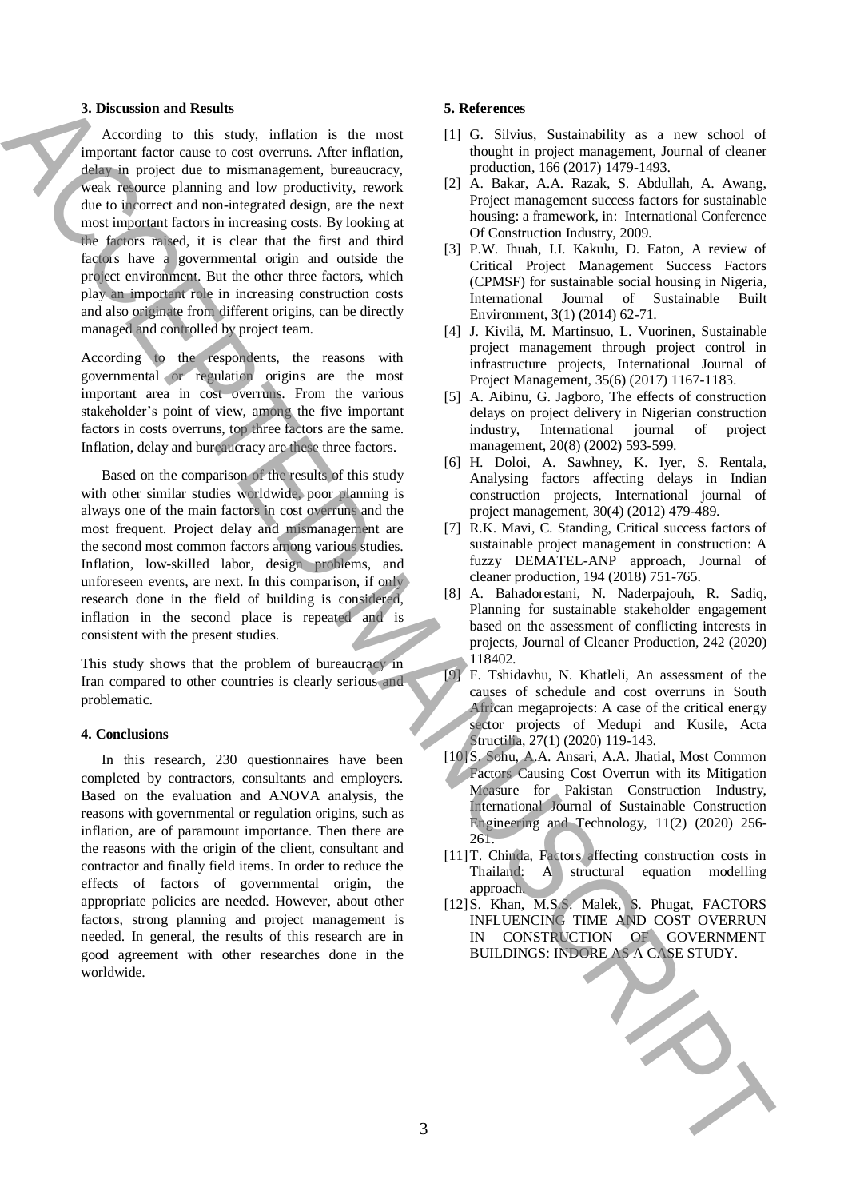### 3. Discussion and Results

According to this study, inflation is the most important factor cause to cost overruns. After inflation, delay in project due to mismanagement, bureaucracy, weak resource planning and low productivity, rework due to incorrect and non-integrated design, are the next most important factors in increasing costs. By looking at the factors raised, it is clear that the first and third factors have a governmental origin and outside the project environment. But the other three factors, which play an important role in increasing construction costs and also originate from different origins, can be directly managed and controlled by project team.

According to the respondents, the reasons with governmental or regulation origins are the most important area in cost overruns. From the various stakeholder's point of view, among the five important factors in costs overruns, top three factors are the same. Inflation, delay and bureaucracy are these three factors.

Based on the comparison of the results of this study with other similar studies worldwide, poor planning is always one of the main factors in cost overruns and the most frequent. Project delay and mismanagement are the second most common factors among various studies. Inflation, low-skilled labor, design problems, and unforeseen events, are next. In this comparison, if only research done in the field of building is considered, inflation in the second place is repeated and is consistent with the present studies.

This study shows that the problem of bureaucracy in Iran compared to other countries is clearly serious and problematic.

### 4. Conclusions

In this research, 230 questionnaires have been completed by contractors, consultants and employers. Based on the evaluation and ANOVA analysis, the reasons with governmental or regulation origins, such as inflation, are of paramount importance. Then there are the reasons with the origin of the client, consultant and contractor and finally field items. In order to reduce the effects of factors of governmental origin, the appropriate policies are needed. However, about other factors, strong planning and project management is needed. In general, the results of this research are in good agreement with other researches done in the worldwide.

### 5. References

[1] G. Silvius, Sustainability as a new school of thought in project management, Journal of cleaner production, 166 (2017) 1479-1493.

[2] A. Bakar, A.A. Razak, S. Abdullah, A. Awang, Project management success factors for sustainable housing: a framework, in: International Conference Of Construction Industry, 2009.

[3] P.W. Ihuah, I.I. Kakulu, D. Eaton, A review of Critical Project Management Success Factors (CPMSF) for sustainable social housing in Nigeria, International Journal of Sustainable Built Environment, 3(1) (2014) 62-71.

[4] J. Kivilä, M. Martinsuo, L. Vuorinen, Sustainable project management through project control in infrastructure projects, International Journal of Project Management, 35(6) (2017) 1167-1183.

[5] A. Aibinu, G. Jagboro, The effects of construction delays on project delivery in Nigerian construction industry, International journal of project management, 20(8) (2002) 593-599.

[6] H. Doloi, A. Sawhney, K. Iyer, S. Rentala, Analysing factors affecting delays in Indian construction projects, International journal of project management, 30(4) (2012) 479-489.

[7] R.K. Mavi, C. Standing, Critical success factors of sustainable project management in construction: A fuzzy DEMATEL-ANP approach, Journal of cleaner production, 194 (2018) 751-765.

[8] A. Bahadorestani, N. Naderpajouh, R. Sadiq, Planning for sustainable stakeholder engagement based on the assessment of conflicting interests in projects, Journal of Cleaner Production, 242 (2020) 118402.

[9] F. Tshidavhu, N. Khatleli, An assessment of the causes of schedule and cost overruns in South African megaprojects: A case of the critical energy sector projects of Medupi and Kusile, Acta Structilia, 27(1) (2020) 119-143.

[10] S. Sohu, A.A. Ansari, A.A. Jhatial, Most Common Factors Causing Cost Overrun with its Mitigation Measure for Pakistan Construction Industry, International Journal of Sustainable Construction Engineering and Technology, 11(2) (2020) 256-261.

[11] T. Chinda, Factors affecting construction costs in Thailand: A structural equation modelling approach.

[12] S. Khan, M.S.S. Malek, S. Phugat, FACTORS INFLUENCING TIME AND COST OVERRUN IN CONSTRUCTION OF GOVERNMENT BUILDINGS: INDORE AS A CASE STUDY.